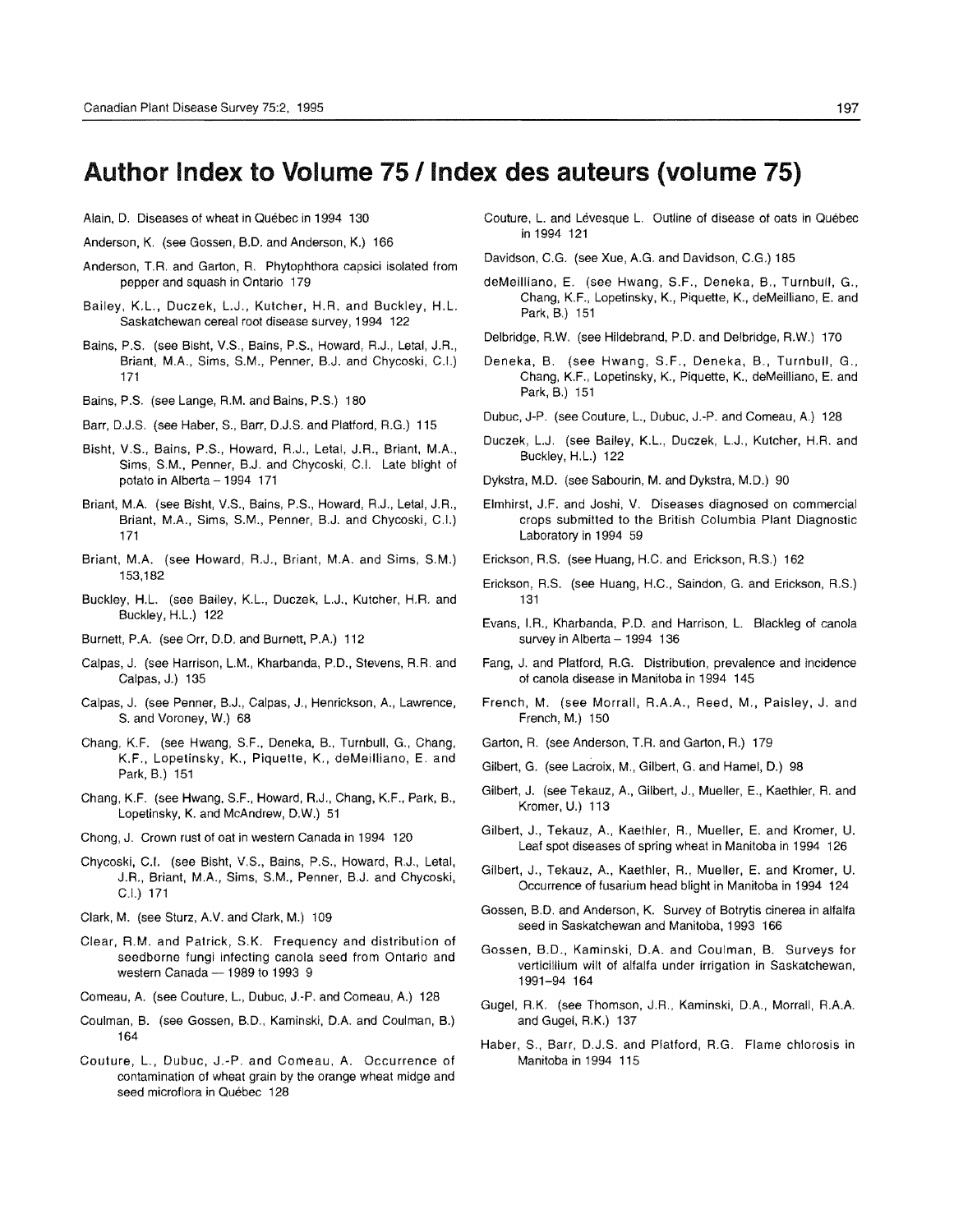# Author Index to Volume 75 / Index des auteurs (volume 75)

Alain, D. Diseases of wheat in Québec in 1994 130

Anderson, K. (see Gossen, B.D. and Anderson, K.) 166

Anderson, T.R. and Garton, R. Phytophthora capsici isolated from pepper and squash in Ontario 179

Bailey, K.L., Duczek, L.J., Kutcher, H.R. and Buckley, H.L. Saskatchewan cereal root disease survey, 1994 122

Bains, P.S. (see Bisht, V.S., Bains, P.S., Howard, R.J., Letal, J.R., Briant, M.A., Sims, S.M., Penner, B.J. and Chycoski, C.I.) 171

Bains, P.S. (see Lange, R.M. and Bains, P.S.) 180

Barr, D.J.S. (see Haber, S., Barr, D.J.S. and Platford, R.G.) 115

Bisht, V.S., Bains, P.S., Howard, R.J., Letal, J.R., Briant, M.A., Sims, S.M., Penner, B.J. and Chycoski, C.I. Late blight of potato in Alberta – 1994 171

Briant, M.A. (see Bisht, V.S., Bains, P.S., Howard, R.J., Letal, J.R., Briant, M.A., Sims, S.M., Penner, B.J. and Chycoski, C.I.) 171

Briant, M.A. (see Howard, R.J., Briant, M.A. and Sims, S.M.) 153,182

Buckley, H.L. (see Bailey, K.L., Duczek, L.J., Kutcher, H.R. and Buckley, H.L.) 122

Burnett, P.A. (see Orr, D.D. and Burnett, P.A.) 112

Calpas, J. (see Harrison, L.M., Kharbanda, P.D., Stevens, R.R. and Calpas, J.) 135

Calpas, J. (see Penner, B.J., Calpas, J., Henrickson, A., Lawrence, S. and Voroney, W.) 68

Chang, K.F. (see Hwang, S.F., Deneka, B., Turnbull, G., Chang, K.F., Lopetinsky, K., Piquette, K., deMeilliano, E. and Park, B.) 151

Chang, K.F. (see Hwang, S.F., Howard, R.J., Chang, K.F., Park, B., Lopetinsky, K. and McAndrew, D.W.) 51

Chong, J. Crown rust of oat in western Canada in 1994 120

Chycoski, C.I. (see Bisht, V.S., Bains, P.S., Howard, R.J., Letal, J.R., Briant, M.A., Sims, S.M., Penner, B.J. and Chycoski, C.I.) 171

Clark, M. (see Sturz, A.V. and Clark, M.) 109

Clear, R.M. and Patrick, S.K. Frequency and distribution of seedborne fungi infecting canola seed from Ontario and western Canada — 1989 to 1993 9

Comeau, A. (see Couture, L., Dubuc, J.-P. and Comeau, A.) 128

Coulman, B. (see Gossen, B.D., Kaminski, D.A. and Coulman, B.) 164

Couture, L., Dubuc, J.-P. and Comeau, A. Occurrence of contamination of wheat grain by the orange wheat midge and seed microflora in Québec 128

Couture, L. and Lévesque L. Outline of disease of oats in Québec in 1994 121

Davidson, C.G. (see Xue, A.G. and Davidson, C.G.) 185

deMeilliano, E. (see Hwang, S.F., Deneka, B., Turnbull, G., Chang, K.F., Lopetinsky, K., Piquette, K., deMeilliano, E. and Park, B.) 151

Delbridge, R.W. (see Hildebrand, P.D. and Delbridge, R.W.) 170

Deneka, B. (see Hwang, S.F., Deneka, B., Turnbull, G., Chang, K.F., Lopetinsky, K., Piquette, K., deMeilliano, E. and Park, B.) 151

Dubuc, J-P. (see Couture, L., Dubuc, J.-P. and Comeau, A.) 128

Duczek, L.J. (see Bailey, K.L., Duczek, L.J., Kutcher, H.R. and Buckley, H.L.) 122

Dykstra, M.D. (see Sabourin, M. and Dykstra, M.D.) 90

Elmhirst, J.F. and Joshi, V. Diseases diagnosed on commercial crops submitted to the British Columbia Plant Diagnostic Laboratory in 1994 59

Erickson, R.S. (see Huang, H.C. and Erickson, R.S.) 162

Erickson, R.S. (see Huang, H.C., Saindon, G. and Erickson, R.S.) 131

Evans, I.R., Kharbanda, P.D. and Harrison, L. Blackleg of canola survey in Alberta – 1994 136

Fang, J. and Platford, R.G. Distribution, prevalence and incidence of canola disease in Manitoba in 1994 145

French, M. (see Morrall, R.A.A., Reed, M., Paisley, J. and French, M.) 150

Garton, R. (see Anderson, T.R. and Garton, R.) 179

Gilbert, G. (see Lacroix, M., Gilbert, G. and Hamel, D.) 98

Gilbert, J. (see Tekauz, A., Gilbert, J., Mueller, E., Kaethler, R. and Kromer, U.) 113

Gilbert, J., Tekauz, A., Kaethler, R., Mueller, E. and Kromer, U. Leaf spot diseases of spring wheat in Manitoba in 1994 126

Gilbert, J., Tekauz, A., Kaethler, R., Mueller, E. and Kromer, U. Occurrence of fusarium head blight in Manitoba in 1994 124

Gossen, B.D. and Anderson, K. Survey of Botrytis cinerea in alfalfa seed in Saskatchewan and Manitoba, 1993 166

Gossen, B.D., Kaminski, D.A. and Coulman, B. Surveys for verticillium wilt of alfalfa under irrigation in Saskatchewan, 1991–94 164

Gugel, R.K. (see Thomson, J.R., Kaminski, D.A., Morrall, R.A.A. and Gugel, R.K.) 137

Haber, S., Barr, D.J.S. and Platford, R.G. Flame chlorosis in Manitoba in 1994 115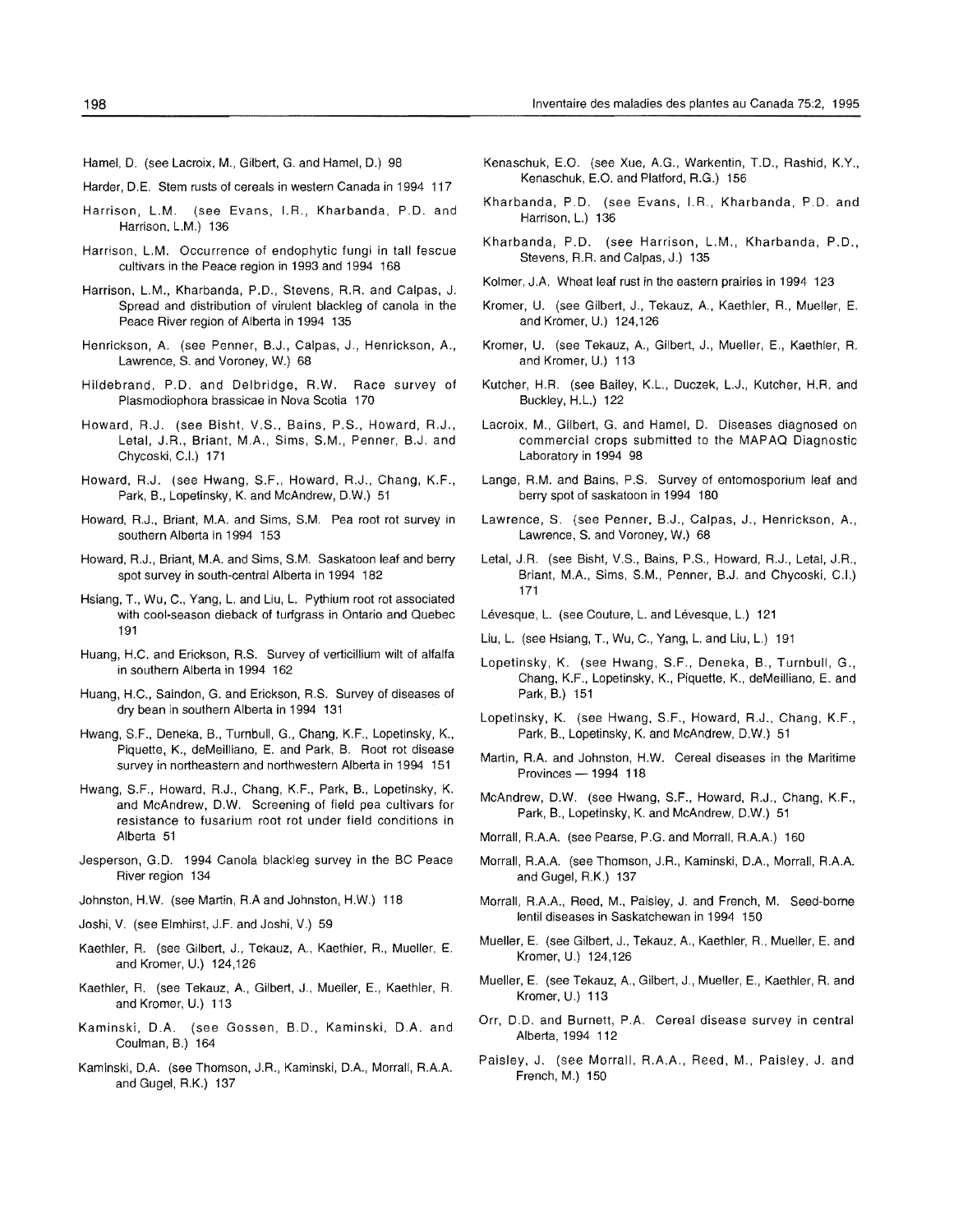Hamel, D. (see Lacroix, M., Gilbert, G. and Hamel, D.) 98

Harder, D.E. Stem rusts of cereals in western Canada in 1994 117

Harrison, L.M. (see Evans, I.R., Kharbanda, P.D. and Harrison, L.M.) 136

Harrison, L.M. Occurrence of endophytic fungi in tall fescue cultivars in the Peace region in 1993 and 1994 168

Harrison, L.M., Kharbanda, P.D., Stevens, R.R. and Calpas, J. Spread and distribution of virulent blackleg of canola in the Peace River region of Alberta in 1994 135

Henrickson, A. (see Penner, B.J., Calpas, J., Henrickson, A., Lawrence, S. and Voroney, W.) 68

Hildebrand, P.D. and Delbridge, R.W. Race survey of Plasmodiophora brassicae in Nova Scotia 170

Howard, R.J. (see Bisht, V.S., Bains, P.S., Howard, R.J., Letal, J.R., Briant, M.A., Sims, S.M., Penner, B.J. and Chycoski, C.I.) 171

Howard, R.J. (see Hwang, S.F., Howard, R.J., Chang, K.F., Park, B., Lopetinsky, K. and McAndrew, D.W.) 51

Howard, R.J., Briant, M.A. and Sims, S.M. Pea root rot survey in southern Alberta in 1994 153

Howard, R.J., Briant, M.A. and Sims, S.M. Saskatoon leaf and berry spot survey in south-central Alberta in 1994 182

Hsiang, T., Wu, C., Yang, L. and Liu, L. Pythium root rot associated with cool-season dieback of turfgrass in Ontario and Quebec 191

Huang, H.C. and Erickson, R.S. Survey of verticillium wilt of alfalfa in southern Alberta in 1994 162

Huang, H.C., Saindon, G. and Erickson, R.S. Survey of diseases of dry bean in southern Alberta in 1994 131

Hwang, S.F., Deneka, B., Turnbull, G., Chang, K.F., Lopetinsky, K., Piquette, K., deMeilliano, E. and Park, B. Root rot disease survey in northeastern and northwestern Alberta in 1994 151

Hwang, S.F., Howard, R.J., Chang, K.F., Park, B., Lopetinsky, K. and McAndrew, D.W. Screening of field pea cultivars for resistance to fusarium root rot under field conditions in Alberta 51

Jesperson, G.D. 1994 Canola blackleg survey in the BC Peace River region 134

Johnston, H.W. (see Martin, R.A and Johnston, H.W.) 118

Joshi, V. (see Elmhirst, J.F. and Joshi, V.) 59

Kaethler, R. (see Gilbert, J., Tekauz, A., Kaethler, R., Mueller, E. and Kromer, U.) 124,126

Kaethler, R. (see Tekauz, A., Gilbert, J., Mueller, E., Kaethler, R. and Kromer, U.) 113

Kaminski, D.A. (see Gossen, B.D., Kaminski, D.A. and Coulman, B.) 164

Kaminski, D.A. (see Thomson, J.R., Kaminski, D.A., Morrall, R.A.A. and Gugel, R.K.) 137

Kenaschuk, E.O. (see Xue, A.G., Warkentin, T.D., Rashid, K.Y., Kenaschuk, E.O. and Platford, R.G.) 156

Kharbanda, P.D. (see Evans, I.R., Kharbanda, P.D. and Harrison, L.) 136

Kharbanda, P.D. (see Harrison, L.M., Kharbanda, P.D., Stevens, R.R. and Calpas, J.) 135

Kolmer, J.A. Wheat leaf rust in the eastern prairies in 1994 123

Kromer, U. (see Gilbert, J., Tekauz, A., Kaethler, R., Mueller, E. and Kromer, U.) 124,126

Kromer, U. (see Tekauz, A., Gilbert, J., Mueller, E., Kaethler, R. and Kromer, U.) 113

Kutcher, H.R. (see Bailey, K.L., Duczek, L.J., Kutcher, H.R. and Buckley, H.L.) 122

Lacroix, M., Gilbert, G. and Hamel, D. Diseases diagnosed on commercial crops submitted to the MAPAQ Diagnostic Laboratory in 1994 98

Lange, R.M. and Bains, P.S. Survey of entomosporium leaf and berry spot of saskatoon in 1994 180

Lawrence, S. (see Penner, B.J., Calpas, J., Henrickson, A., Lawrence, S. and Voroney, W.) 68

Letal, J.R. (see Bisht, V.S., Bains, P.S., Howard, R.J., Letal, J.R., Briant, M.A., Sims, S.M., Penner, B.J. and Chycoski, C.I.) 171

Lévesque, L. (see Couture, L. and Lévesque, L.) 121

Liu, L. (see Hsiang, T., Wu, C., Yang, L. and Liu, L.) 191

Lopetinsky, K. (see Hwang, S.F., Deneka, B., Turnbull, G., Chang, K.F., Lopetinsky, K., Piquette, K., deMeilliano, E. and Park, B.) 151

Lopetinsky, K. (see Hwang, S.F., Howard, R.J., Chang, K.F., Park, B., Lopetinsky, K. and McAndrew, D.W.) 51

Martin, R.A. and Johnston, H.W. Cereal diseases in the Maritime Provinces — 1994 118

McAndrew, D.W. (see Hwang, S.F., Howard, R.J., Chang, K.F., Park, B., Lopetinsky, K. and McAndrew, D.W.) 51

Morrall, R.A.A. (see Pearse, P.G. and Morrall, R.A.A.) 160

Morrall, R.A.A. (see Thomson, J.R., Kaminski, D.A., Morrall, R.A.A. and Gugel, R.K.) 137

Morrall, R.A.A., Reed, M., Paisley, J. and French, M. Seed-borne lentil diseases in Saskatchewan in 1994 150

Mueller, E. (see Gilbert, J., Tekauz, A., Kaethler, R., Mueller, E. and Kromer, U.) 124,126

Mueller, E. (see Tekauz, A., Gilbert, J., Mueller, E., Kaethler, R. and Kromer, U.) 113

Orr, D.D. and Burnett, P.A. Cereal disease survey in central Alberta, 1994 112

Paisley, J. (see Morrall, R.A.A., Reed, M., Paisley, J. and French, M.) 150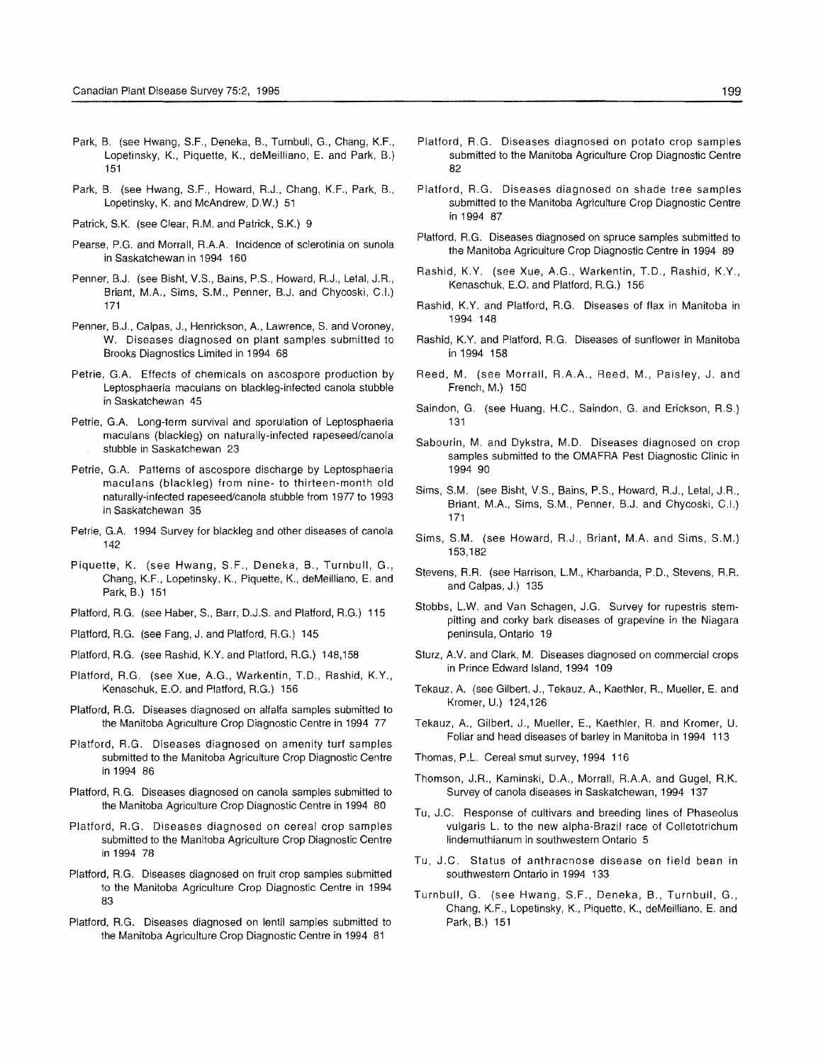Park, B. (see Hwang, S.F., Deneka, B., Turnbull, G., Chang, K.F., Lopetinsky, K., Piquette, K., deMeilliano, E. and Park, B.) 151

Park, B. (see Hwang, S.F., Howard, R.J., Chang, K.F., Park, B., Lopetinsky, K. and McAndrew, D.W.) 51

Patrick, S.K. (see Clear, R.M. and Patrick, S.K.) 9

Pearse, P.G. and Morrall, R.A.A. Incidence of sclerotinia on sunola in Saskatchewan in 1994 160

Penner, B.J. (see Bisht, V.S., Bains, P.S., Howard, R.J., Letal, J.R., Briant, M.A., Sims, S.M., Penner, B.J. and Chycoski, C.I.) 171

Penner, B.J., Calpas, J., Henrickson, A., Lawrence, S. and Voroney, W. Diseases diagnosed on plant samples submitted to Brooks Diagnostics Limited in 1994 68

Petrie, G.A. Effects of chemicals on ascospore production by Leptosphaeria maculans on blackleg-infected canola stubble in Saskatchewan 45

Petrie, G.A. Long-term survival and sporulation of Leptosphaeria maculans (blackleg) on naturally-infected rapeseed/canola stubble in Saskatchewan 23

Petrie, G.A. Patterns of ascospore discharge by Leptosphaeria maculans (blackleg) from nine- to thirteen-month old naturally-infected rapeseed/canola stubble from 1977 to 1993 in Saskatchewan 35

Petrie, G.A. 1994 Survey for blackleg and other diseases of canola 142

Piquette, K. (see Hwang, S.F., Deneka, B., Turnbull, G., Chang, K.F., Lopetinsky, K., Piquette, K., deMeilliano, E. and Park, B.) 151

Platford, R.G. (see Haber, S., Barr, D.J.S. and Platford, R.G.) 115

Platford, R.G. (see Fang, J. and Platford, R.G.) 145

Platford, R.G. (see Rashid, K.Y. and Platford, R.G.) 148,158

Platford, R.G. (see Xue, A.G., Warkentin, T.D., Rashid, K.Y., Kenaschuk, E.O. and Platford, R.G.) 156

Platford, R.G. Diseases diagnosed on alfalfa samples submitted to the Manitoba Agriculture Crop Diagnostic Centre in 1994 77

Platford, R.G. Diseases diagnosed on amenity turf samples submitted to the Manitoba Agriculture Crop Diagnostic Centre in 1994 86

Platford, R.G. Diseases diagnosed on canola samples submitted to the Manitoba Agriculture Crop Diagnostic Centre in 1994 80

Platford, R.G. Diseases diagnosed on cereal crop samples submitted to the Manitoba Agriculture Crop Diagnostic Centre in 1994 78

Platford, R.G. Diseases diagnosed on fruit crop samples submitted to the Manitoba Agriculture Crop Diagnostic Centre in 1994 83

Platford, R.G. Diseases diagnosed on lentil samples submitted to the Manitoba Agriculture Crop Diagnostic Centre in 1994 81

Platford, R.G. Diseases diagnosed on potato crop samples submitted to the Manitoba Agriculture Crop Diagnostic Centre 82

Platford, R.G. Diseases diagnosed on shade tree samples submitted to the Manitoba Agriculture Crop Diagnostic Centre in 1994 87

Platford, R.G. Diseases diagnosed on spruce samples submitted to the Manitoba Agriculture Crop Diagnostic Centre in 1994 89

Rashid, K.Y. (see Xue, A.G., Warkentin, T.D., Rashid, K.Y., Kenaschuk, E.O. and Platford, R.G.) 156

Rashid, K.Y. and Platford, R.G. Diseases of flax in Manitoba in 1994 148

Rashid, K.Y. and Platford, R.G. Diseases of sunflower in Manitoba in 1994 158

Reed, M. (see Morrall, R.A.A., Reed, M., Paisley, J. and French, M.) 150

Saindon, G. (see Huang, H.C., Saindon, G. and Erickson, R.S.) 131

Sabourin, M. and Dykstra, M.D. Diseases diagnosed on crop samples submitted to the OMAFRA Pest Diagnostic Clinic in 1994 90

Sims, S.M. (see Bisht, V.S., Bains, P.S., Howard, R.J., Letal, J.R., Briant, M.A., Sims, S.M., Penner, B.J. and Chycoski, C.I.) 171

Sims, S.M. (see Howard, R.J., Briant, M.A. and Sims, S.M.) 153,182

Stevens, R.R. (see Harrison, L.M., Kharbanda, P.D., Stevens, R.R. and Calpas, J.) 135

Stobbs, L.W. and Van Schagen, J.G. Survey for rupestris stem-pitting and corky bark diseases of grapevine in the Niagara peninsula, Ontario 19

Sturz, A.V. and Clark, M. Diseases diagnosed on commercial crops in Prince Edward Island, 1994 109

Tekauz, A. (see Gilbert, J., Tekauz, A., Kaethler, R., Mueller, E. and Kromer, U.) 124,126

Tekauz, A., Gilbert, J., Mueller, E., Kaethler, R. and Kromer, U. Foliar and head diseases of barley in Manitoba in 1994 113

Thomas, P.L. Cereal smut survey, 1994 116

Thomson, J.R., Kaminski, D.A., Morrall, R.A.A. and Gugel, R.K. Survey of canola diseases in Saskatchewan, 1994 137

Tu, J.C. Response of cultivars and breeding lines of Phaseolus vulgaris L. to the new alpha-Brazil race of Colletotrichum lindemuthianum in southwestern Ontario 5

Tu, J.C. Status of anthracnose disease on field bean in southwestern Ontario in 1994 133

Turnbull, G. (see Hwang, S.F., Deneka, B., Turnbull, G., Chang, K.F., Lopetinsky, K., Piquette, K., deMeilliano, E. and Park, B.) 151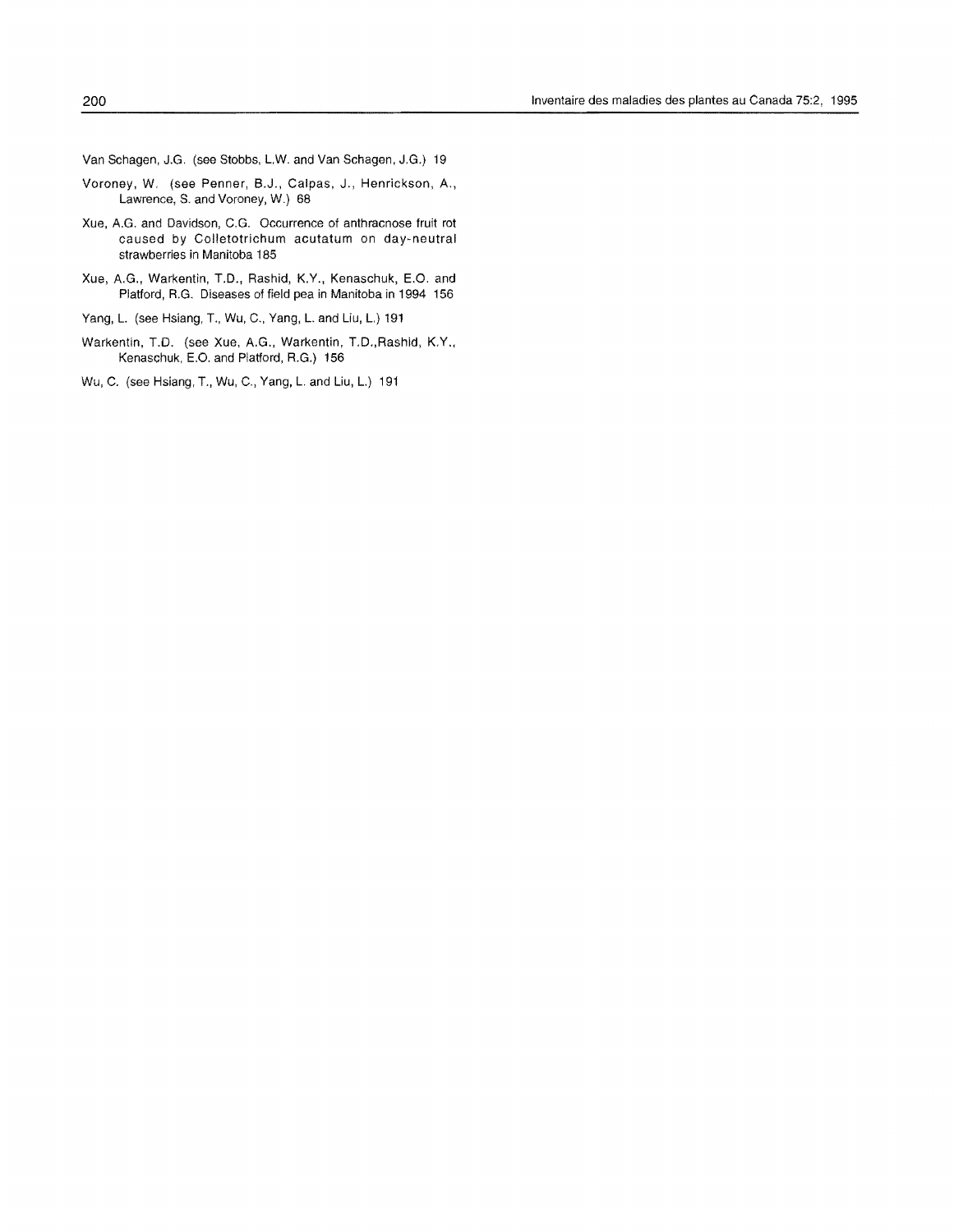Van Schagen, J.G. (see Stobbs, L.W. and Van Schagen, J.G.) 19

Voroney, W. (see Penner, B.J., Calpas, J., Henrickson, A., Lawrence, S. and Voroney, W.) 68

Xue, A.G. and Davidson, C.G. Occurrence of anthracnose fruit rot caused by Colletotrichum acutatum on day-neutral strawberries in Manitoba 185

Xue, A.G., Warkentin, T.D., Rashid, K.Y., Kenaschuk, E.O. and Platford, R.G. Diseases of field pea in Manitoba in 1994 156

Yang, L. (see Hsiang, T., Wu, C., Yang, L. and Liu, L.) 191

Warkentin, T.D. (see Xue, A.G., Warkentin, T.D.,Rashid, K.Y., Kenaschuk, E.O. and Platford, R.G.) 156

Wu, C. (see Hsiang, T., Wu, C., Yang, L. and Liu, L.) 191